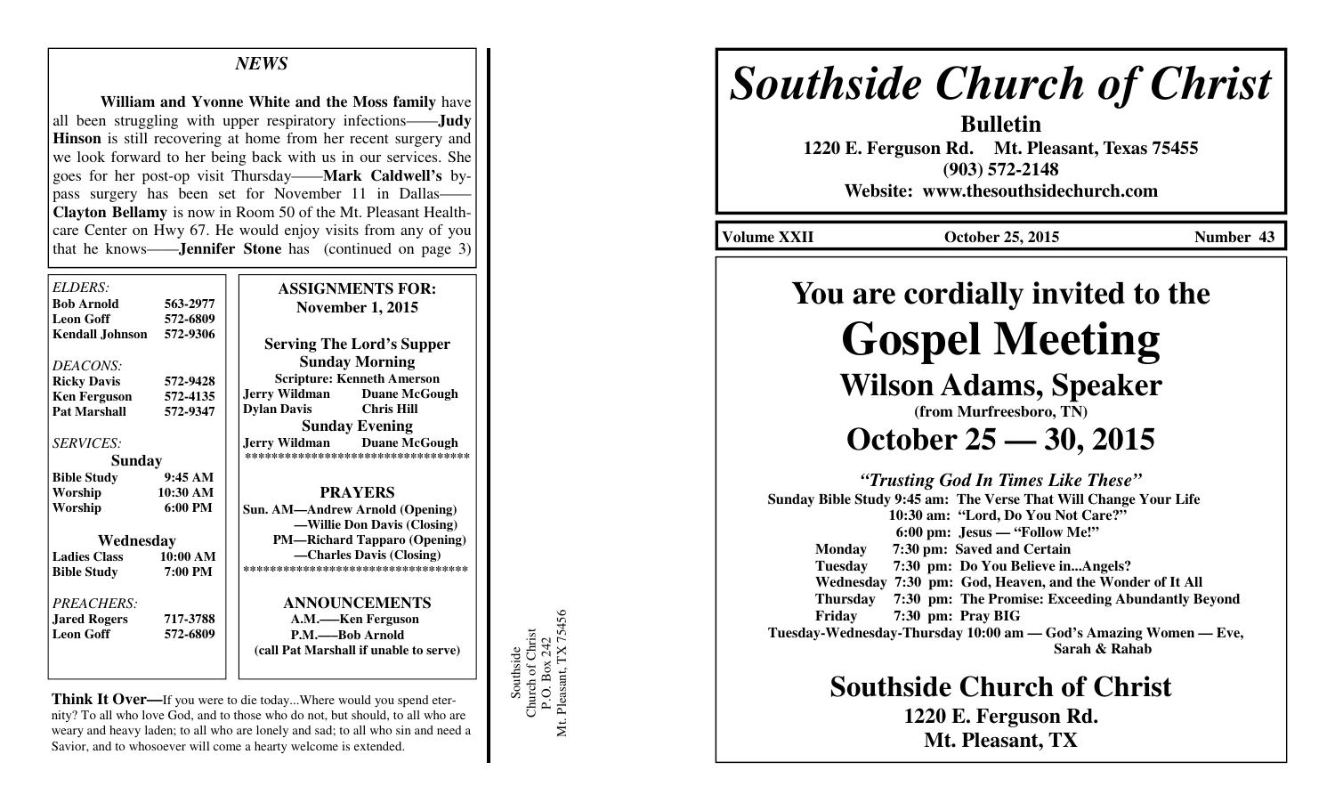# Southside Church of Christ

**Bulletin**

**1220 E. Ferguson Rd. Mt. Pleasant, Texas 75455**

**(903) 572-2148**

**Website: www.thesouthsidechurch.com**

**Volume XXII** **October 25, 2015** **Number 43**

## You are cordially invited to the

# Gospel Meeting

## Wilson Adams, Speaker

**(from Murfreesboro, TN)**

## October 25 — 30, 2015

***"Trusting God In Times Like These"***

**Sunday Bible Study 9:45 am: The Verse That Will Change Your Life**
**10:30 am: "Lord, Do You Not Care?"**
**6:00 pm: Jesus — "Follow Me!"**
**Monday 7:30 pm: Saved and Certain**
**Tuesday 7:30 pm: Do You Believe in...Angels?**
**Wednesday 7:30 pm: God, Heaven, and the Wonder of It All**
**Thursday 7:30 pm: The Promise: Exceeding Abundantly Beyond**
**Friday 7:30 pm: Pray BIG**
**Tuesday-Wednesday-Thursday 10:00 am — God's Amazing Women — Eve, Sarah & Rahab**

## Southside Church of Christ

**1220 E. Ferguson Rd.**
**Mt. Pleasant, TX**

---

### *NEWS*

**William and Yvonne White and the Moss family** have all been struggling with upper respiratory infections——**Judy Hinson** is still recovering at home from her recent surgery and we look forward to her being back with us in our services. She goes for her post-op visit Thursday——**Mark Caldwell's** by-pass surgery has been set for November 11 in Dallas——**Clayton Bellamy** is now in Room 50 of the Mt. Pleasant Health-care Center on Hwy 67. He would enjoy visits from any of you that he knows——**Jennifer Stone** has (continued on page 3)

*ELDERS:*
**Bob Arnold 563-2977**
**Leon Goff 572-6809**
**Kendall Johnson 572-9306**

*DEACONS:*
**Ricky Davis 572-9428**
**Ken Ferguson 572-4135**
**Pat Marshall 572-9347**

*SERVICES:*

**Sunday**
**Bible Study 9:45 AM**
**Worship 10:30 AM**
**Worship 6:00 PM**

**Wednesday**
**Ladies Class 10:00 AM**
**Bible Study 7:00 PM**

*PREACHERS:*
**Jared Rogers 717-3788**
**Leon Goff 572-6809**

**ASSIGNMENTS FOR:**
**November 1, 2015**

**Serving The Lord's Supper**
**Sunday Morning**
**Scripture: Kenneth Amerson**
**Jerry Wildman Duane McGough**
**Dylan Davis Chris Hill**
**Sunday Evening**
**Jerry Wildman Duane McGough**

**PRAYERS**
**Sun. AM—Andrew Arnold (Opening)**
**—Willie Don Davis (Closing)**
**PM—Richard Tapparo (Opening)**
**—Charles Davis (Closing)**

**ANNOUNCEMENTS**
**A.M.——Ken Ferguson**
**P.M.——Bob Arnold**
**(call Pat Marshall if unable to serve)**

**Think It Over—**If you were to die today...Where would you spend eternity? To all who love God, and to those who do not, but should, to all who are weary and heavy laden; to all who are lonely and sad; to all who sin and need a Savior, and to whosoever will come a hearty welcome is extended.

Southside
Church of Christ
P.O. Box 242
Mt. Pleasant, TX 75456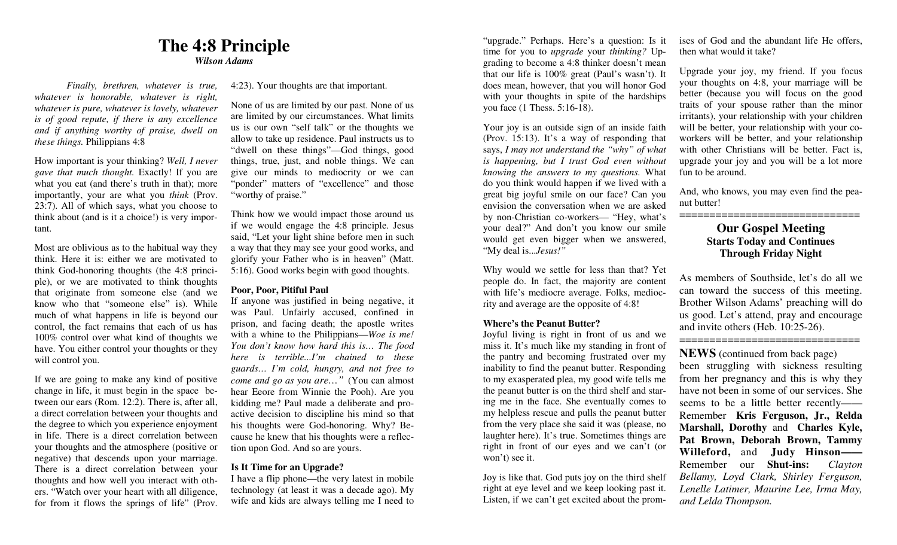# The 4:8 Principle

***Wilson Adams***

*Finally, brethren, whatever is true, whatever is honorable, whatever is right, whatever is pure, whatever is lovely, whatever is of good repute, if there is any excellence and if anything worthy of praise, dwell on these things.* Philippians 4:8

How important is your thinking? *Well, I never gave that much thought.* Exactly! If you are what you eat (and there's truth in that); more importantly, your are what you *think* (Prov. 23:7). All of which says, what you choose to think about (and is it a choice!) is very important.

Most are oblivious as to the habitual way they think. Here it is: either we are motivated to think God-honoring thoughts (the 4:8 principle), or we are motivated to think thoughts that originate from someone else (and we know who that "someone else" is). While much of what happens in life is beyond our control, the fact remains that each of us has 100% control over what kind of thoughts we have. You either control your thoughts or they will control you.

If we are going to make any kind of positive change in life, it must begin in the space between our ears (Rom. 12:2). There is, after all, a direct correlation between your thoughts and the degree to which you experience enjoyment in life. There is a direct correlation between your thoughts and the atmosphere (positive or negative) that descends upon your marriage. There is a direct correlation between your thoughts and how well you interact with others. "Watch over your heart with all diligence, for from it flows the springs of life" (Prov. 4:23). Your thoughts are that important.

None of us are limited by our past. None of us are limited by our circumstances. What limits us is our own "self talk" or the thoughts we allow to take up residence. Paul instructs us to "dwell on these things"—God things, good things, true, just, and noble things. We can give our minds to mediocrity or we can "ponder" matters of "excellence" and those "worthy of praise."

Think how we would impact those around us if we would engage the 4:8 principle. Jesus said, "Let your light shine before men in such a way that they may see your good works, and glorify your Father who is in heaven" (Matt. 5:16). Good works begin with good thoughts.

**Poor, Poor, Pitiful Paul**

If anyone was justified in being negative, it was Paul. Unfairly accused, confined in prison, and facing death; the apostle writes with a whine to the Philippians—*Woe is me! You don't know how hard this is… The food here is terrible...I'm chained to these guards… I'm cold, hungry, and not free to come and go as you are…"* (You can almost hear Eeore from Winnie the Pooh). Are you kidding me? Paul made a deliberate and proactive decision to discipline his mind so that his thoughts were God-honoring. Why? Because he knew that his thoughts were a reflection upon God. And so are yours.

**Is It Time for an Upgrade?**

I have a flip phone—the very latest in mobile technology (at least it was a decade ago). My wife and kids are always telling me I need to "upgrade." Perhaps. Here's a question: Is it time for you to *upgrade* your *thinking?* Upgrading to become a 4:8 thinker doesn't mean that our life is 100% great (Paul's wasn't). It does mean, however, that you will honor God with your thoughts in spite of the hardships you face (1 Thess. 5:16-18).

Your joy is an outside sign of an inside faith (Prov. 15:13). It's a way of responding that says, *I may not understand the "why" of what is happening, but I trust God even without knowing the answers to my questions.* What do you think would happen if we lived with a great big joyful smile on our face? Can you envision the conversation when we are asked by non-Christian co-workers— "Hey, what's your deal?" And don't you know our smile would get even bigger when we answered, "My deal is...*Jesus!"*

Why would we settle for less than that? Yet people do. In fact, the majority are content with life's mediocre average. Folks, mediocrity and average are the opposite of 4:8!

**Where's the Peanut Butter?**

Joyful living is right in front of us and we miss it. It's much like my standing in front of the pantry and becoming frustrated over my inability to find the peanut butter. Responding to my exasperated plea, my good wife tells me the peanut butter is on the third shelf and staring me in the face. She eventually comes to my helpless rescue and pulls the peanut butter from the very place she said it was (please, no laughter here). It's true. Sometimes things are right in front of our eyes and we can't (or won't) see it.

Joy is like that. God puts joy on the third shelf right at eye level and we keep looking past it. Listen, if we can't get excited about the promises of God and the abundant life He offers, then what would it take?

Upgrade your joy, my friend. If you focus your thoughts on 4:8, your marriage will be better (because you will focus on the good traits of your spouse rather than the minor irritants), your relationship with your children will be better, your relationship with your co-workers will be better, and your relationship with other Christians will be better. Fact is, upgrade your joy and you will be a lot more fun to be around.

And, who knows, you may even find the peanut butter!

==============================

## Our Gospel Meeting

**Starts Today and Continues Through Friday Night**

As members of Southside, let's do all we can toward the success of this meeting. Brother Wilson Adams' preaching will do us good. Let's attend, pray and encourage and invite others (Heb. 10:25-26).

==============================

**NEWS** (continued from back page)

been struggling with sickness resulting from her pregnancy and this is why they have not been in some of our services. She seems to be a little better recently—— Remember **Kris Ferguson, Jr., Relda Marshall, Dorothy** and **Charles Kyle, Pat Brown, Deborah Brown, Tammy Willeford,** and **Judy Hinson——** Remember our **Shut-ins:** *Clayton Bellamy, Loyd Clark, Shirley Ferguson, Lenelle Latimer, Maurine Lee, Irma May, and Lelda Thompson.*